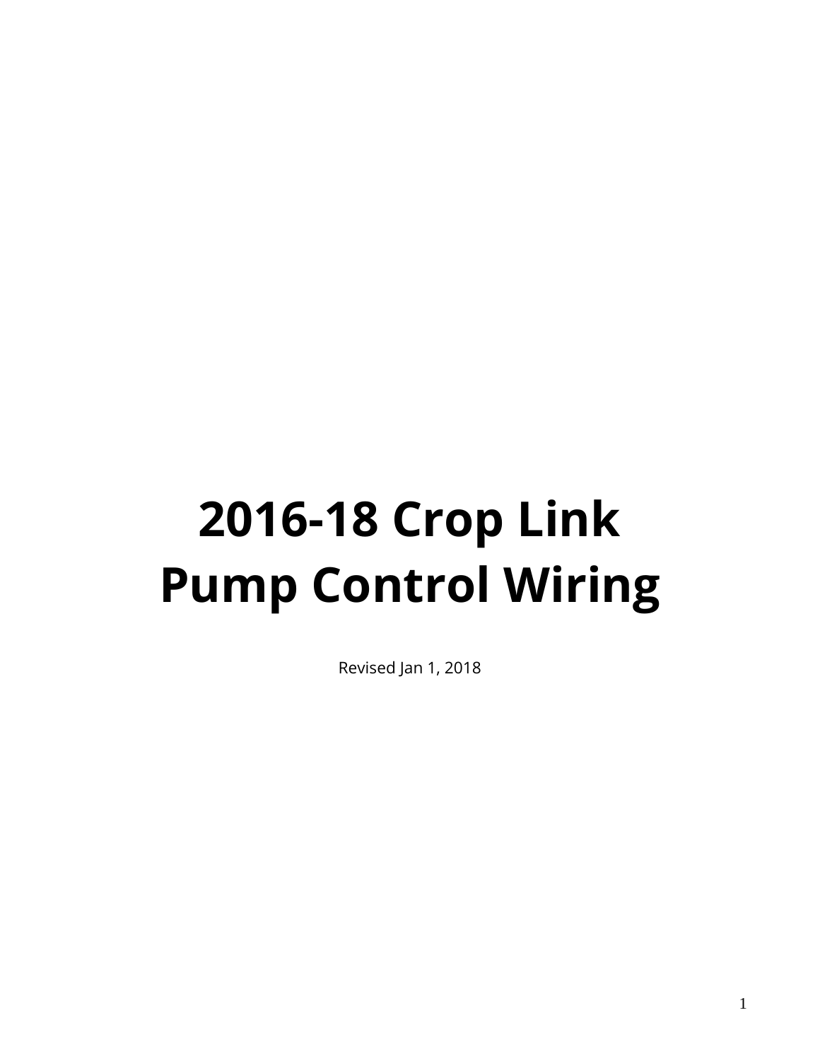# 2016-18 Crop Link Pump Control Wiring

Revised Jan 1, 2018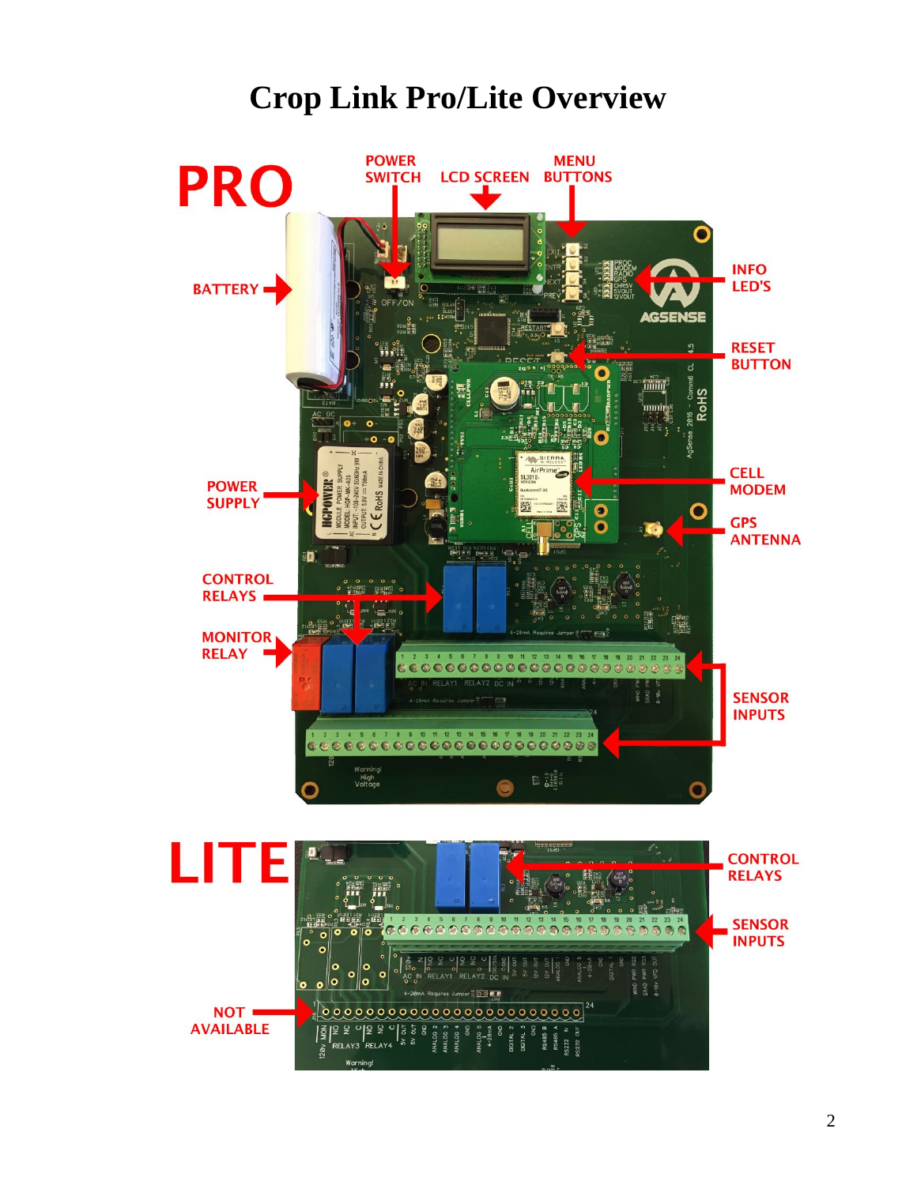# Crop Link Pro/Lite Overview

PRO

POWER SWITCH

LCD SCREEN

MENU BUTTONS

BATTERY

INFO LED'S

RESET BUTTON

POWER SUPPLY

CELL MODEM

GPS ANTENNA

CONTROL RELAYS

MONITOR RELAY

SENSOR INPUTS

LITE

CONTROL RELAYS

SENSOR INPUTS

NOT AVAILABLE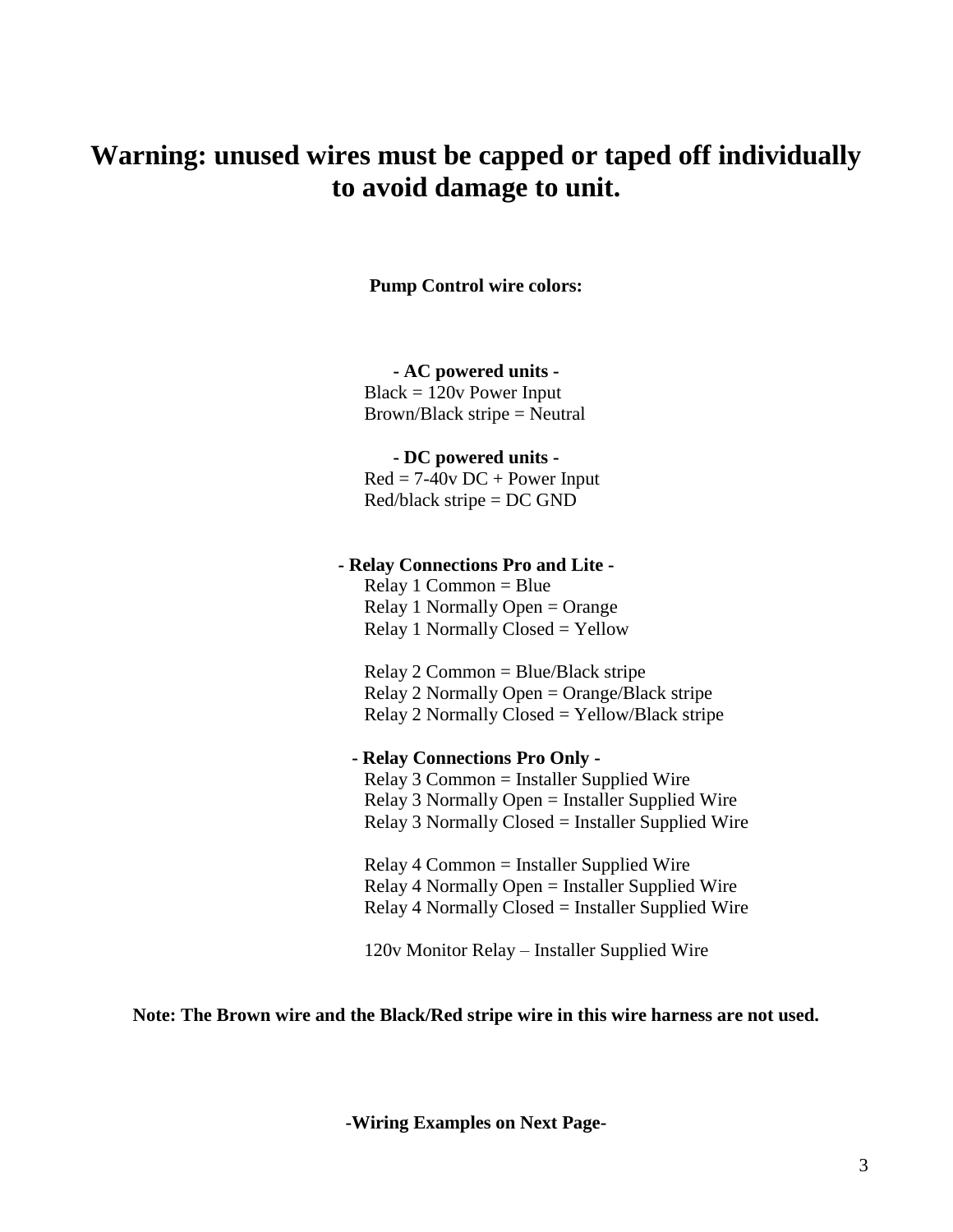# Warning: unused wires must be capped or taped off individually to avoid damage to unit.

**Pump Control wire colors:**

**- AC powered units -**

Black = 120v Power Input
Brown/Black stripe = Neutral

**- DC powered units -**

Red = 7-40v DC + Power Input
Red/black stripe = DC GND

**- Relay Connections Pro and Lite -**

Relay 1 Common = Blue
Relay 1 Normally Open = Orange
Relay 1 Normally Closed = Yellow

Relay 2 Common = Blue/Black stripe
Relay 2 Normally Open = Orange/Black stripe
Relay 2 Normally Closed = Yellow/Black stripe

**- Relay Connections Pro Only -**

Relay 3 Common = Installer Supplied Wire
Relay 3 Normally Open = Installer Supplied Wire
Relay 3 Normally Closed = Installer Supplied Wire

Relay 4 Common = Installer Supplied Wire
Relay 4 Normally Open = Installer Supplied Wire
Relay 4 Normally Closed = Installer Supplied Wire

120v Monitor Relay – Installer Supplied Wire

**Note: The Brown wire and the Black/Red stripe wire in this wire harness are not used.**

**-Wiring Examples on Next Page-**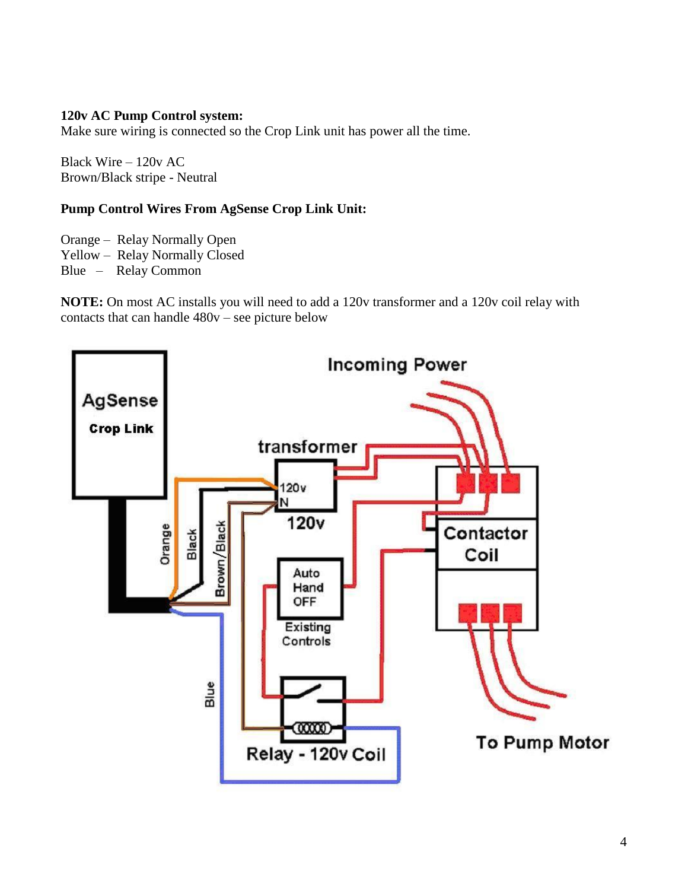**120v AC Pump Control system:**
Make sure wiring is connected so the Crop Link unit has power all the time.

Black Wire – 120v AC
Brown/Black stripe - Neutral

**Pump Control Wires From AgSense Crop Link Unit:**

Orange – Relay Normally Open
Yellow – Relay Normally Closed
Blue – Relay Common

**NOTE:** On most AC installs you will need to add a 120v transformer and a 120v coil relay with contacts that can handle 480v – see picture below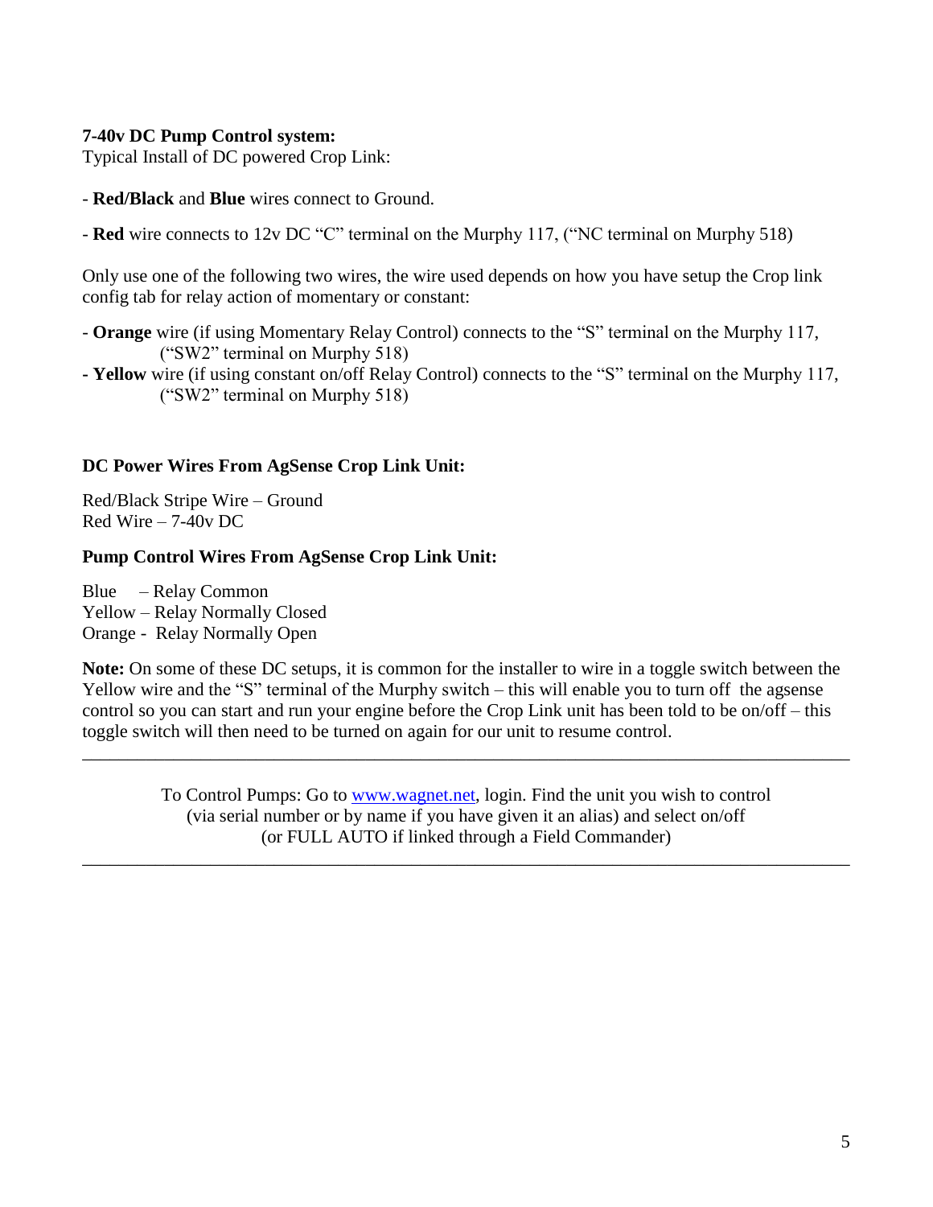**7-40v DC Pump Control system:**
Typical Install of DC powered Crop Link:

- **Red/Black** and **Blue** wires connect to Ground.

- **Red** wire connects to 12v DC "C" terminal on the Murphy 117, ("NC terminal on Murphy 518)

Only use one of the following two wires, the wire used depends on how you have setup the Crop link config tab for relay action of momentary or constant:

- **Orange** wire (if using Momentary Relay Control) connects to the "S" terminal on the Murphy 117, ("SW2" terminal on Murphy 518)
- **Yellow** wire (if using constant on/off Relay Control) connects to the "S" terminal on the Murphy 117, ("SW2" terminal on Murphy 518)

**DC Power Wires From AgSense Crop Link Unit:**

Red/Black Stripe Wire – Ground
Red Wire – 7-40v DC

**Pump Control Wires From AgSense Crop Link Unit:**

Blue – Relay Common
Yellow – Relay Normally Closed
Orange - Relay Normally Open

**Note:** On some of these DC setups, it is common for the installer to wire in a toggle switch between the Yellow wire and the "S" terminal of the Murphy switch – this will enable you to turn off the agsense control so you can start and run your engine before the Crop Link unit has been told to be on/off – this toggle switch will then need to be turned on again for our unit to resume control.

---

To Control Pumps: Go to www.wagnet.net, login. Find the unit you wish to control (via serial number or by name if you have given it an alias) and select on/off (or FULL AUTO if linked through a Field Commander)

---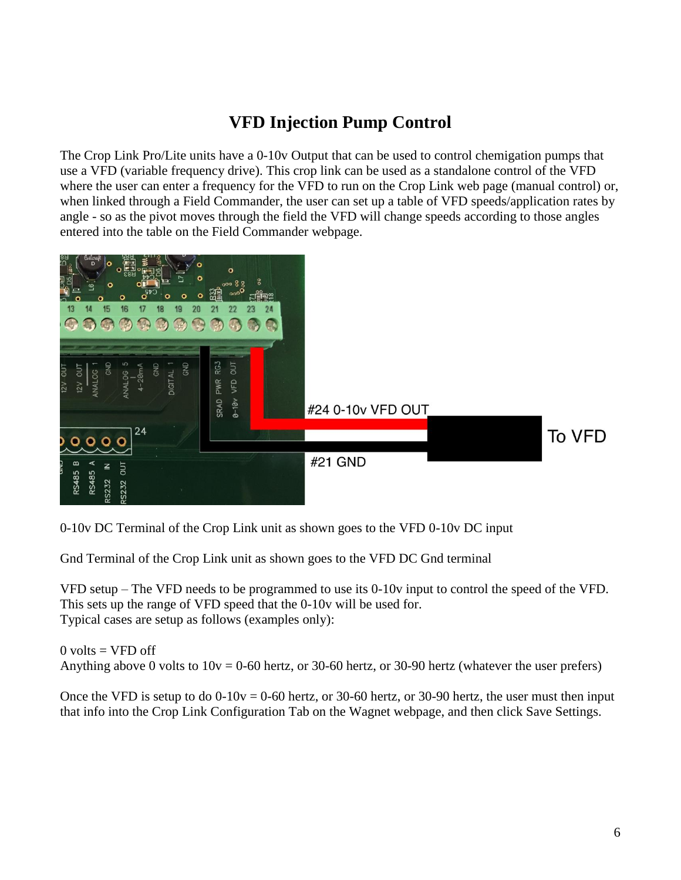# VFD Injection Pump Control

The Crop Link Pro/Lite units have a 0-10v Output that can be used to control chemigation pumps that use a VFD (variable frequency drive). This crop link can be used as a standalone control of the VFD where the user can enter a frequency for the VFD to run on the Crop Link web page (manual control) or, when linked through a Field Commander, the user can set up a table of VFD speeds/application rates by angle - so as the pivot moves through the field the VFD will change speeds according to those angles entered into the table on the Field Commander webpage.

0-10v DC Terminal of the Crop Link unit as shown goes to the VFD 0-10v DC input

Gnd Terminal of the Crop Link unit as shown goes to the VFD DC Gnd terminal

VFD setup – The VFD needs to be programmed to use its 0-10v input to control the speed of the VFD. This sets up the range of VFD speed that the 0-10v will be used for.
Typical cases are setup as follows (examples only):

0 volts = VFD off
Anything above 0 volts to 10v = 0-60 hertz, or 30-60 hertz, or 30-90 hertz (whatever the user prefers)

Once the VFD is setup to do 0-10v = 0-60 hertz, or 30-60 hertz, or 30-90 hertz, the user must then input that info into the Crop Link Configuration Tab on the Wagnet webpage, and then click Save Settings.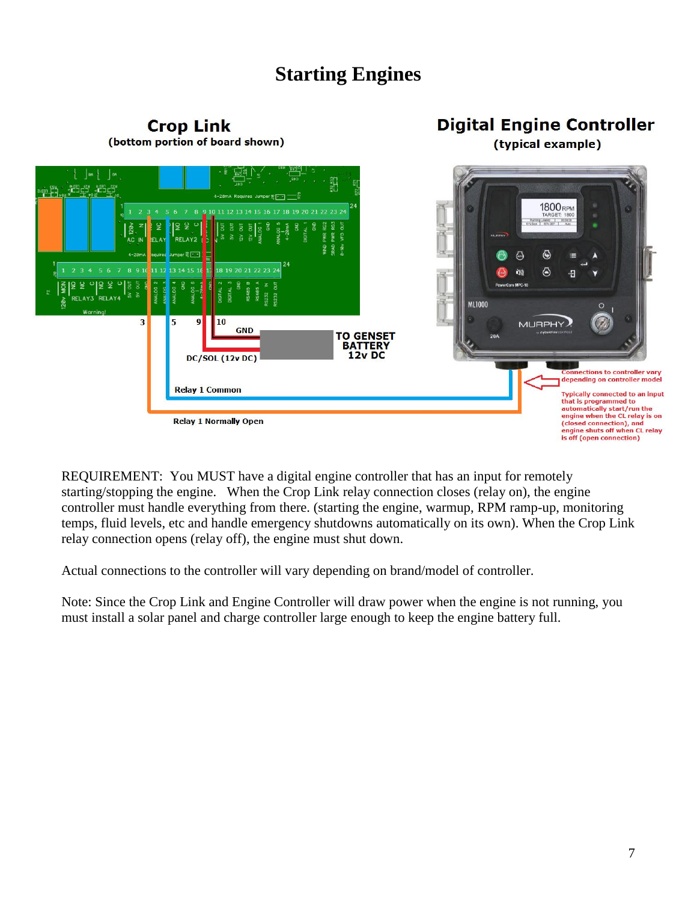# Starting Engines

REQUIREMENT: You MUST have a digital engine controller that has an input for remotely starting/stopping the engine. When the Crop Link relay connection closes (relay on), the engine controller must handle everything from there. (starting the engine, warmup, RPM ramp-up, monitoring temps, fluid levels, etc and handle emergency shutdowns automatically on its own). When the Crop Link relay connection opens (relay off), the engine must shut down.

Actual connections to the controller will vary depending on brand/model of controller.

Note: Since the Crop Link and Engine Controller will draw power when the engine is not running, you must install a solar panel and charge controller large enough to keep the engine battery full.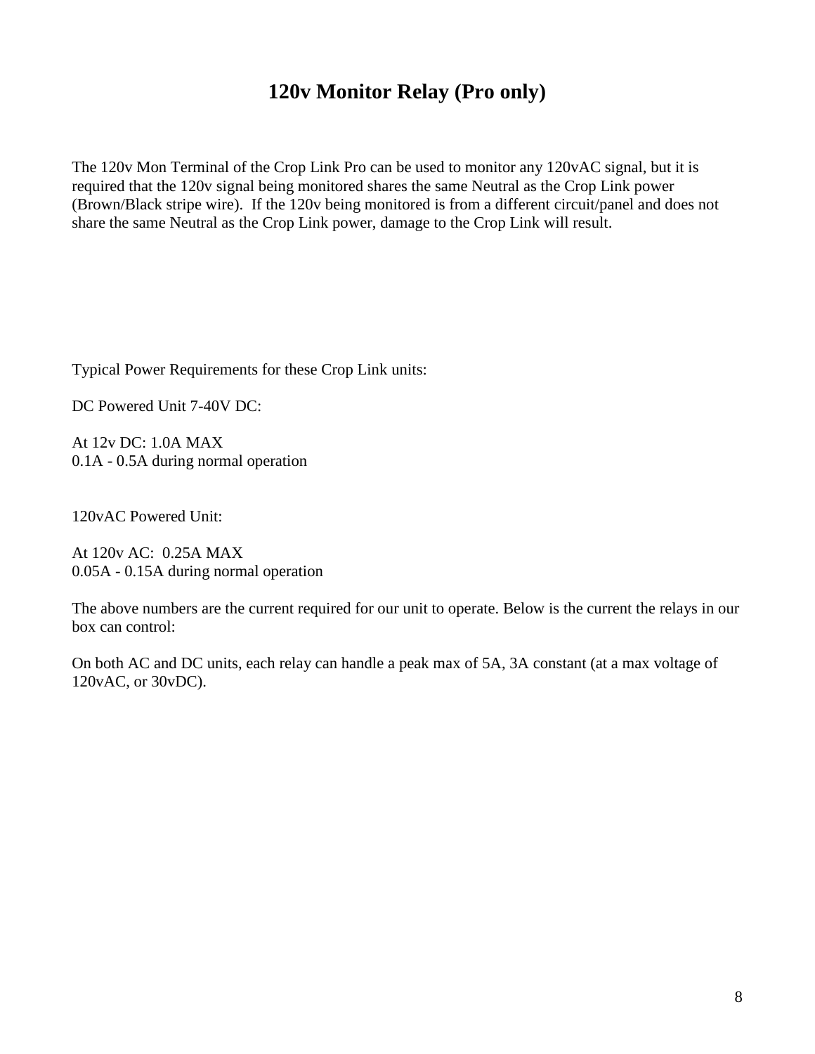# 120v Monitor Relay (Pro only)

The 120v Mon Terminal of the Crop Link Pro can be used to monitor any 120vAC signal, but it is required that the 120v signal being monitored shares the same Neutral as the Crop Link power (Brown/Black stripe wire). If the 120v being monitored is from a different circuit/panel and does not share the same Neutral as the Crop Link power, damage to the Crop Link will result.

Typical Power Requirements for these Crop Link units:

DC Powered Unit 7-40V DC:

At 12v DC: 1.0A MAX
0.1A - 0.5A during normal operation

120vAC Powered Unit:

At 120v AC: 0.25A MAX
0.05A - 0.15A during normal operation

The above numbers are the current required for our unit to operate. Below is the current the relays in our box can control:

On both AC and DC units, each relay can handle a peak max of 5A, 3A constant (at a max voltage of 120vAC, or 30vDC).